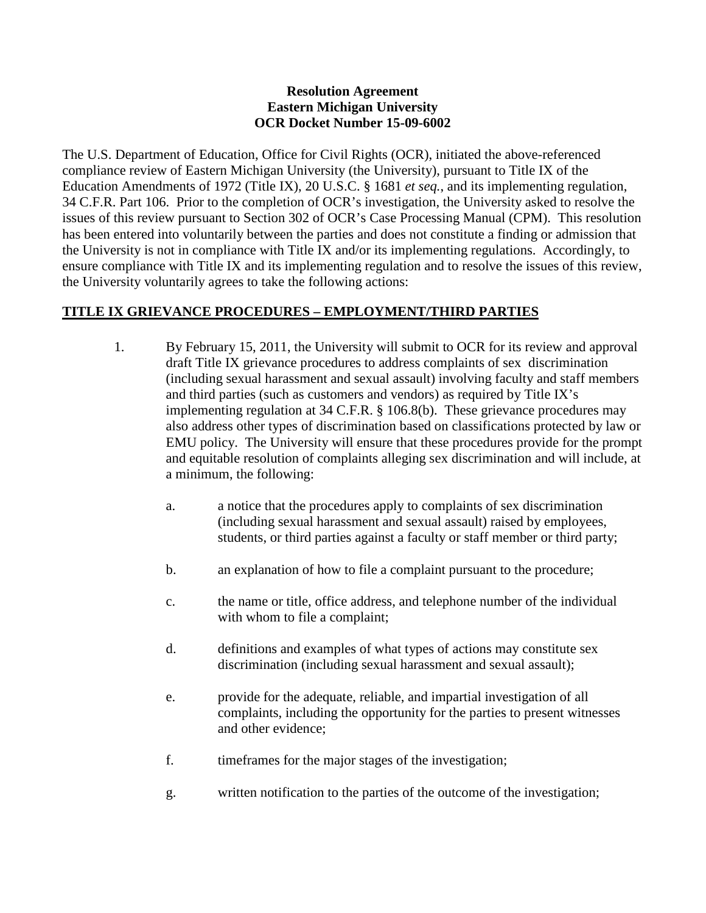**Resolution Agreement**
**Eastern Michigan University**
**OCR Docket Number 15-09-6002**

The U.S. Department of Education, Office for Civil Rights (OCR), initiated the above-referenced compliance review of Eastern Michigan University (the University), pursuant to Title IX of the Education Amendments of 1972 (Title IX), 20 U.S.C. § 1681 *et seq.*, and its implementing regulation, 34 C.F.R. Part 106. Prior to the completion of OCR's investigation, the University asked to resolve the issues of this review pursuant to Section 302 of OCR's Case Processing Manual (CPM). This resolution has been entered into voluntarily between the parties and does not constitute a finding or admission that the University is not in compliance with Title IX and/or its implementing regulations. Accordingly, to ensure compliance with Title IX and its implementing regulation and to resolve the issues of this review, the University voluntarily agrees to take the following actions:

**TITLE IX GRIEVANCE PROCEDURES – EMPLOYMENT/THIRD PARTIES**

1. By February 15, 2011, the University will submit to OCR for its review and approval draft Title IX grievance procedures to address complaints of sex discrimination (including sexual harassment and sexual assault) involving faculty and staff members and third parties (such as customers and vendors) as required by Title IX's implementing regulation at 34 C.F.R. § 106.8(b). These grievance procedures may also address other types of discrimination based on classifications protected by law or EMU policy. The University will ensure that these procedures provide for the prompt and equitable resolution of complaints alleging sex discrimination and will include, at a minimum, the following:

   a. a notice that the procedures apply to complaints of sex discrimination (including sexual harassment and sexual assault) raised by employees, students, or third parties against a faculty or staff member or third party;

   b. an explanation of how to file a complaint pursuant to the procedure;

   c. the name or title, office address, and telephone number of the individual with whom to file a complaint;

   d. definitions and examples of what types of actions may constitute sex discrimination (including sexual harassment and sexual assault);

   e. provide for the adequate, reliable, and impartial investigation of all complaints, including the opportunity for the parties to present witnesses and other evidence;

   f. timeframes for the major stages of the investigation;

   g. written notification to the parties of the outcome of the investigation;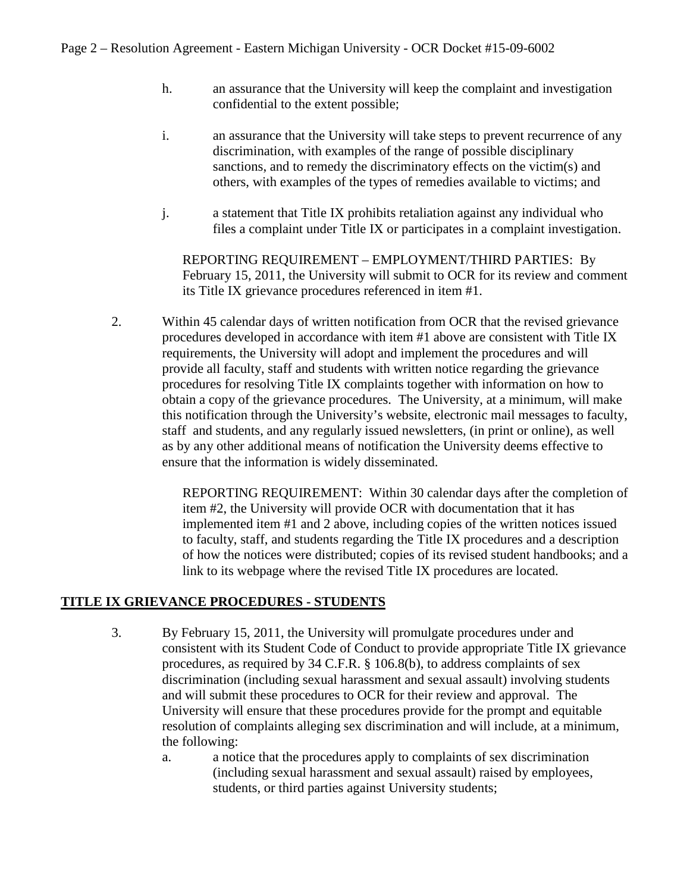h. an assurance that the University will keep the complaint and investigation confidential to the extent possible;

i. an assurance that the University will take steps to prevent recurrence of any discrimination, with examples of the range of possible disciplinary sanctions, and to remedy the discriminatory effects on the victim(s) and others, with examples of the types of remedies available to victims; and

j. a statement that Title IX prohibits retaliation against any individual who files a complaint under Title IX or participates in a complaint investigation.

REPORTING REQUIREMENT – EMPLOYMENT/THIRD PARTIES: By February 15, 2011, the University will submit to OCR for its review and comment its Title IX grievance procedures referenced in item #1.

2. Within 45 calendar days of written notification from OCR that the revised grievance procedures developed in accordance with item #1 above are consistent with Title IX requirements, the University will adopt and implement the procedures and will provide all faculty, staff and students with written notice regarding the grievance procedures for resolving Title IX complaints together with information on how to obtain a copy of the grievance procedures. The University, at a minimum, will make this notification through the University's website, electronic mail messages to faculty, staff and students, and any regularly issued newsletters, (in print or online), as well as by any other additional means of notification the University deems effective to ensure that the information is widely disseminated.

REPORTING REQUIREMENT: Within 30 calendar days after the completion of item #2, the University will provide OCR with documentation that it has implemented item #1 and 2 above, including copies of the written notices issued to faculty, staff, and students regarding the Title IX procedures and a description of how the notices were distributed; copies of its revised student handbooks; and a link to its webpage where the revised Title IX procedures are located.

**TITLE IX GRIEVANCE PROCEDURES - STUDENTS**

3. By February 15, 2011, the University will promulgate procedures under and consistent with its Student Code of Conduct to provide appropriate Title IX grievance procedures, as required by 34 C.F.R. § 106.8(b), to address complaints of sex discrimination (including sexual harassment and sexual assault) involving students and will submit these procedures to OCR for their review and approval. The University will ensure that these procedures provide for the prompt and equitable resolution of complaints alleging sex discrimination and will include, at a minimum, the following:

   a. a notice that the procedures apply to complaints of sex discrimination (including sexual harassment and sexual assault) raised by employees, students, or third parties against University students;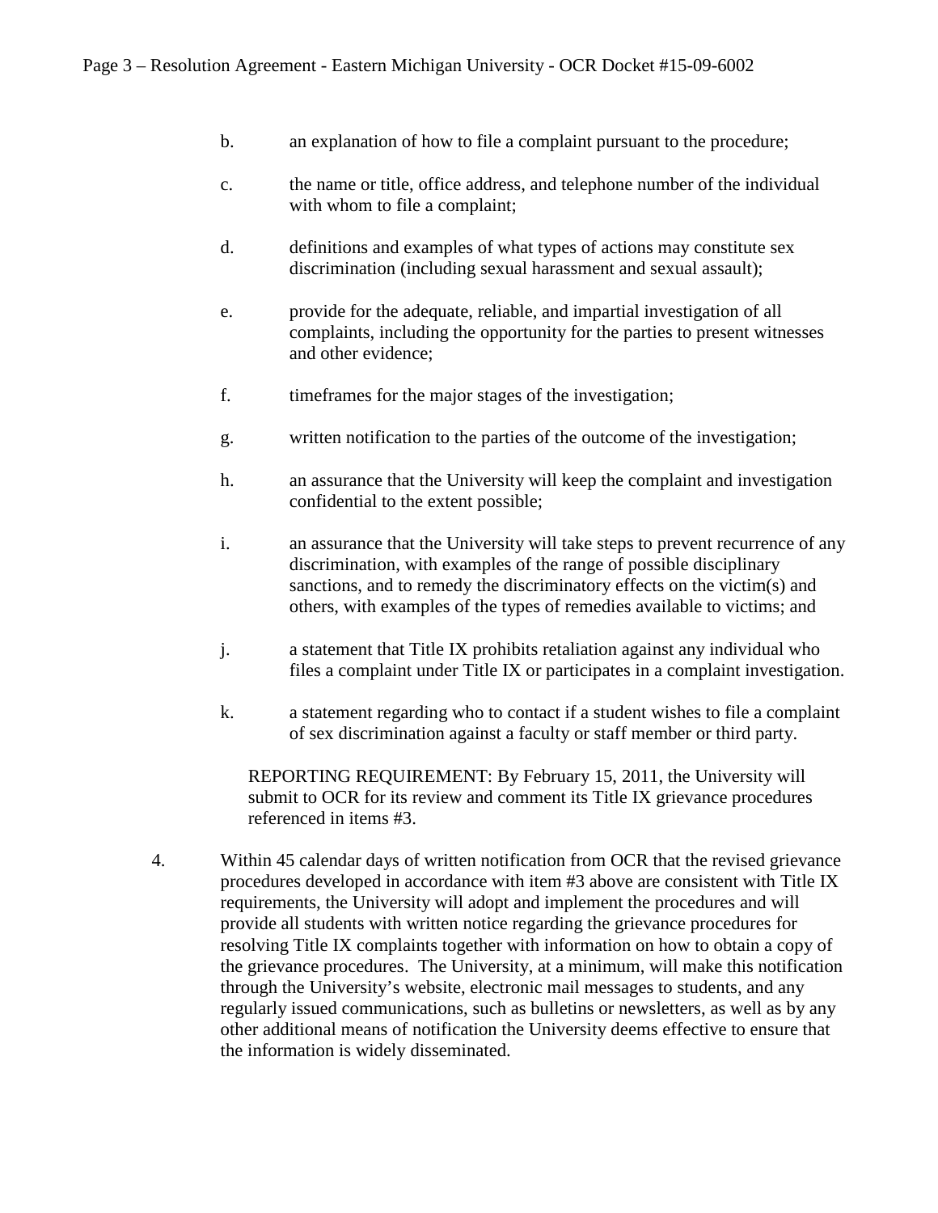b. an explanation of how to file a complaint pursuant to the procedure;

c. the name or title, office address, and telephone number of the individual with whom to file a complaint;

d. definitions and examples of what types of actions may constitute sex discrimination (including sexual harassment and sexual assault);

e. provide for the adequate, reliable, and impartial investigation of all complaints, including the opportunity for the parties to present witnesses and other evidence;

f. timeframes for the major stages of the investigation;

g. written notification to the parties of the outcome of the investigation;

h. an assurance that the University will keep the complaint and investigation confidential to the extent possible;

i. an assurance that the University will take steps to prevent recurrence of any discrimination, with examples of the range of possible disciplinary sanctions, and to remedy the discriminatory effects on the victim(s) and others, with examples of the types of remedies available to victims; and

j. a statement that Title IX prohibits retaliation against any individual who files a complaint under Title IX or participates in a complaint investigation.

k. a statement regarding who to contact if a student wishes to file a complaint of sex discrimination against a faculty or staff member or third party.

REPORTING REQUIREMENT: By February 15, 2011, the University will submit to OCR for its review and comment its Title IX grievance procedures referenced in items #3.

4. Within 45 calendar days of written notification from OCR that the revised grievance procedures developed in accordance with item #3 above are consistent with Title IX requirements, the University will adopt and implement the procedures and will provide all students with written notice regarding the grievance procedures for resolving Title IX complaints together with information on how to obtain a copy of the grievance procedures. The University, at a minimum, will make this notification through the University's website, electronic mail messages to students, and any regularly issued communications, such as bulletins or newsletters, as well as by any other additional means of notification the University deems effective to ensure that the information is widely disseminated.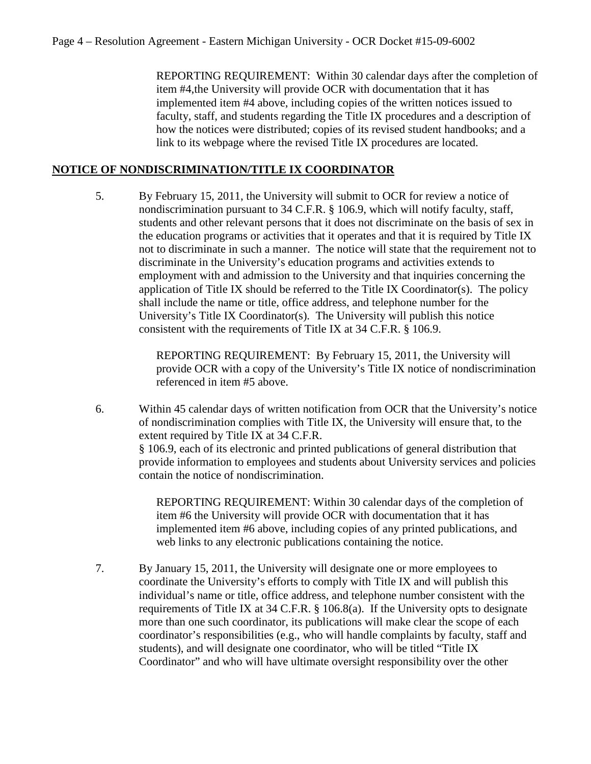REPORTING REQUIREMENT: Within 30 calendar days after the completion of item #4,the University will provide OCR with documentation that it has implemented item #4 above, including copies of the written notices issued to faculty, staff, and students regarding the Title IX procedures and a description of how the notices were distributed; copies of its revised student handbooks; and a link to its webpage where the revised Title IX procedures are located.

**NOTICE OF NONDISCRIMINATION/TITLE IX COORDINATOR**

5. By February 15, 2011, the University will submit to OCR for review a notice of nondiscrimination pursuant to 34 C.F.R. § 106.9, which will notify faculty, staff, students and other relevant persons that it does not discriminate on the basis of sex in the education programs or activities that it operates and that it is required by Title IX not to discriminate in such a manner. The notice will state that the requirement not to discriminate in the University's education programs and activities extends to employment with and admission to the University and that inquiries concerning the application of Title IX should be referred to the Title IX Coordinator(s). The policy shall include the name or title, office address, and telephone number for the University's Title IX Coordinator(s). The University will publish this notice consistent with the requirements of Title IX at 34 C.F.R. § 106.9.

   REPORTING REQUIREMENT: By February 15, 2011, the University will provide OCR with a copy of the University's Title IX notice of nondiscrimination referenced in item #5 above.

6. Within 45 calendar days of written notification from OCR that the University's notice of nondiscrimination complies with Title IX, the University will ensure that, to the extent required by Title IX at 34 C.F.R. § 106.9, each of its electronic and printed publications of general distribution that provide information to employees and students about University services and policies contain the notice of nondiscrimination.

   REPORTING REQUIREMENT: Within 30 calendar days of the completion of item #6 the University will provide OCR with documentation that it has implemented item #6 above, including copies of any printed publications, and web links to any electronic publications containing the notice.

7. By January 15, 2011, the University will designate one or more employees to coordinate the University's efforts to comply with Title IX and will publish this individual's name or title, office address, and telephone number consistent with the requirements of Title IX at 34 C.F.R. § 106.8(a). If the University opts to designate more than one such coordinator, its publications will make clear the scope of each coordinator's responsibilities (e.g., who will handle complaints by faculty, staff and students), and will designate one coordinator, who will be titled "Title IX Coordinator" and who will have ultimate oversight responsibility over the other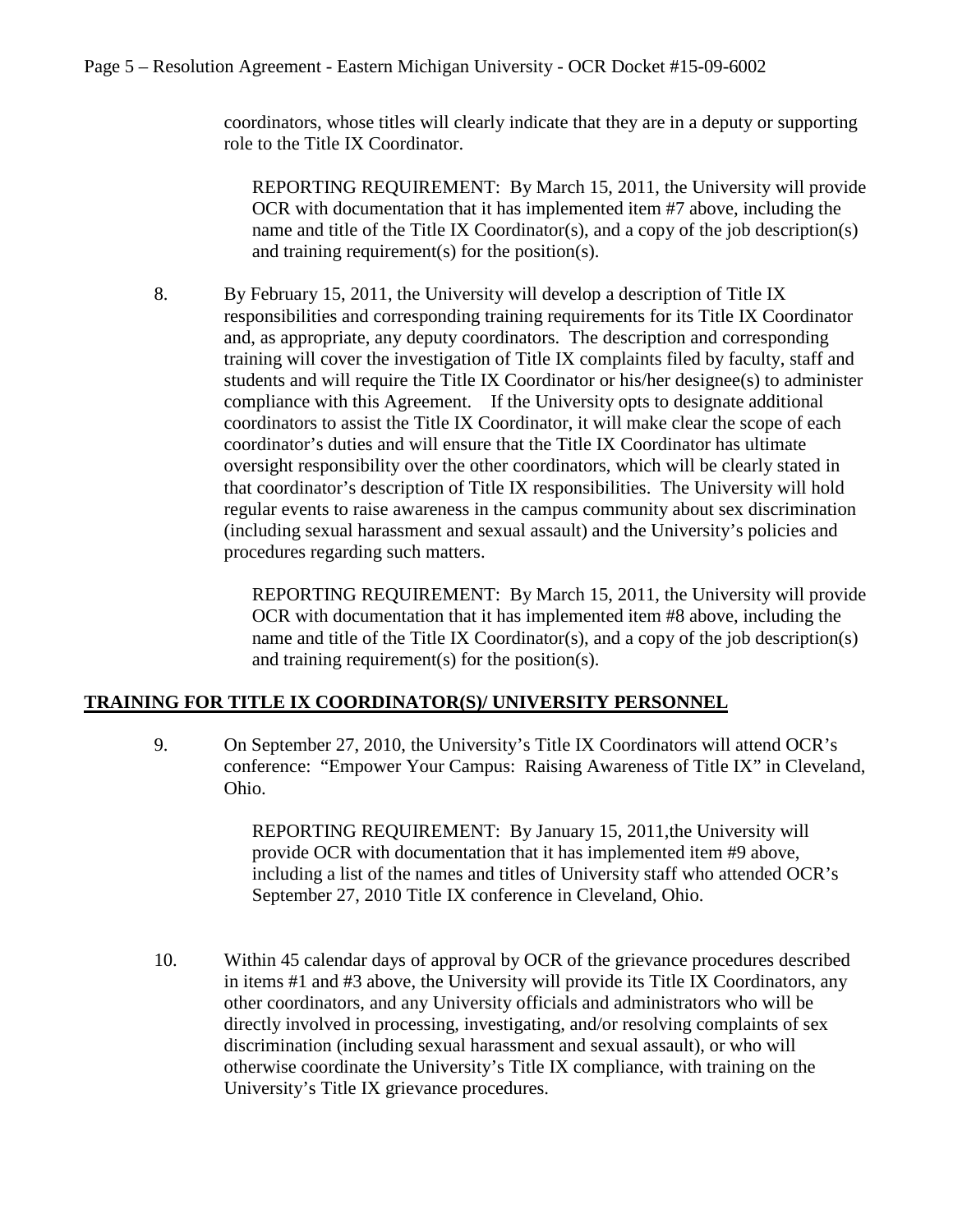coordinators, whose titles will clearly indicate that they are in a deputy or supporting role to the Title IX Coordinator.

> REPORTING REQUIREMENT: By March 15, 2011, the University will provide OCR with documentation that it has implemented item #7 above, including the name and title of the Title IX Coordinator(s), and a copy of the job description(s) and training requirement(s) for the position(s).

8. By February 15, 2011, the University will develop a description of Title IX responsibilities and corresponding training requirements for its Title IX Coordinator and, as appropriate, any deputy coordinators. The description and corresponding training will cover the investigation of Title IX complaints filed by faculty, staff and students and will require the Title IX Coordinator or his/her designee(s) to administer compliance with this Agreement. If the University opts to designate additional coordinators to assist the Title IX Coordinator, it will make clear the scope of each coordinator's duties and will ensure that the Title IX Coordinator has ultimate oversight responsibility over the other coordinators, which will be clearly stated in that coordinator's description of Title IX responsibilities. The University will hold regular events to raise awareness in the campus community about sex discrimination (including sexual harassment and sexual assault) and the University's policies and procedures regarding such matters.

> REPORTING REQUIREMENT: By March 15, 2011, the University will provide OCR with documentation that it has implemented item #8 above, including the name and title of the Title IX Coordinator(s), and a copy of the job description(s) and training requirement(s) for the position(s).

## TRAINING FOR TITLE IX COORDINATOR(S)/ UNIVERSITY PERSONNEL

9. On September 27, 2010, the University's Title IX Coordinators will attend OCR's conference: "Empower Your Campus: Raising Awareness of Title IX" in Cleveland, Ohio.

> REPORTING REQUIREMENT: By January 15, 2011,the University will provide OCR with documentation that it has implemented item #9 above, including a list of the names and titles of University staff who attended OCR's September 27, 2010 Title IX conference in Cleveland, Ohio.

10. Within 45 calendar days of approval by OCR of the grievance procedures described in items #1 and #3 above, the University will provide its Title IX Coordinators, any other coordinators, and any University officials and administrators who will be directly involved in processing, investigating, and/or resolving complaints of sex discrimination (including sexual harassment and sexual assault), or who will otherwise coordinate the University's Title IX compliance, with training on the University's Title IX grievance procedures.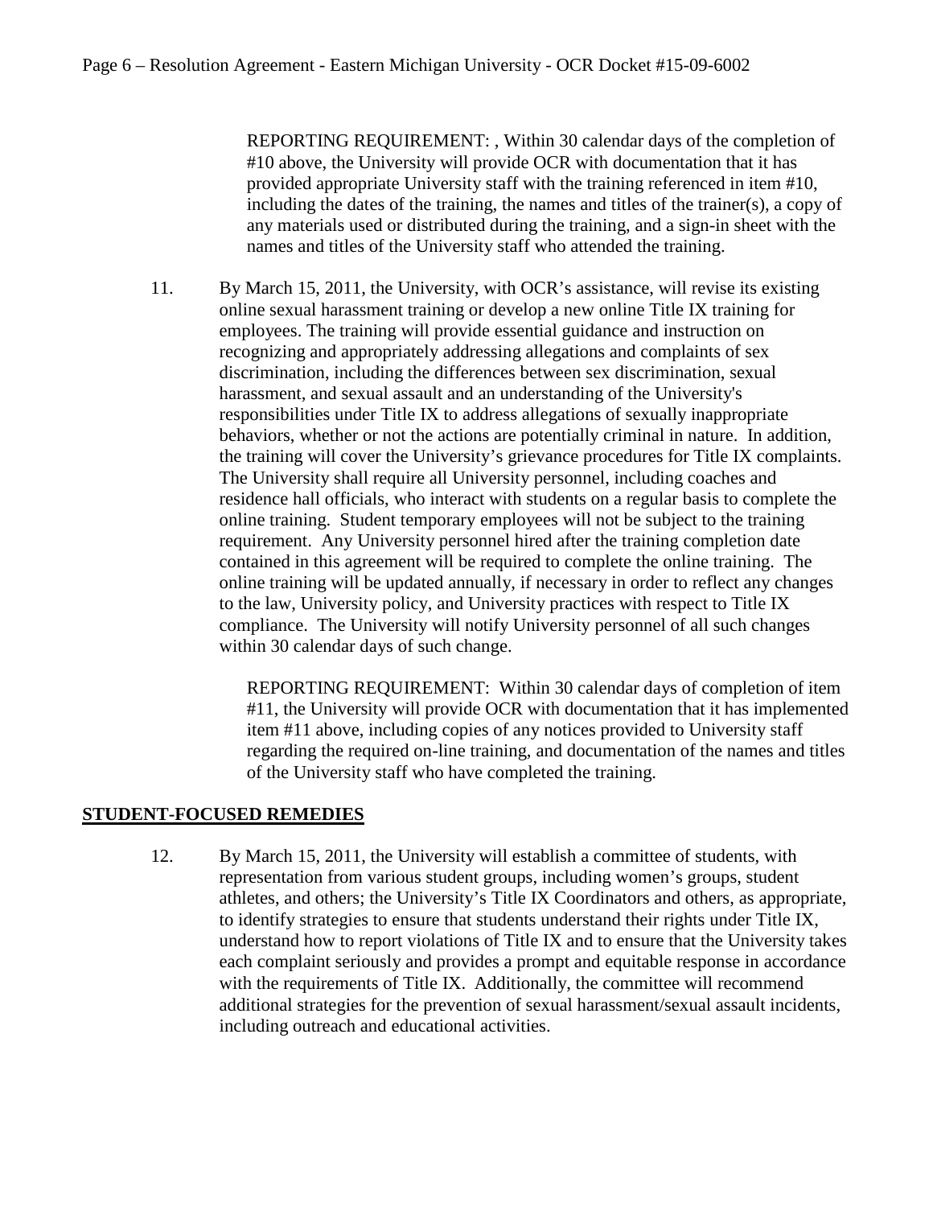REPORTING REQUIREMENT: , Within 30 calendar days of the completion of #10 above, the University will provide OCR with documentation that it has provided appropriate University staff with the training referenced in item #10, including the dates of the training, the names and titles of the trainer(s), a copy of any materials used or distributed during the training, and a sign-in sheet with the names and titles of the University staff who attended the training.

11. By March 15, 2011, the University, with OCR's assistance, will revise its existing online sexual harassment training or develop a new online Title IX training for employees. The training will provide essential guidance and instruction on recognizing and appropriately addressing allegations and complaints of sex discrimination, including the differences between sex discrimination, sexual harassment, and sexual assault and an understanding of the University's responsibilities under Title IX to address allegations of sexually inappropriate behaviors, whether or not the actions are potentially criminal in nature. In addition, the training will cover the University's grievance procedures for Title IX complaints. The University shall require all University personnel, including coaches and residence hall officials, who interact with students on a regular basis to complete the online training. Student temporary employees will not be subject to the training requirement. Any University personnel hired after the training completion date contained in this agreement will be required to complete the online training. The online training will be updated annually, if necessary in order to reflect any changes to the law, University policy, and University practices with respect to Title IX compliance. The University will notify University personnel of all such changes within 30 calendar days of such change.

    REPORTING REQUIREMENT: Within 30 calendar days of completion of item #11, the University will provide OCR with documentation that it has implemented item #11 above, including copies of any notices provided to University staff regarding the required on-line training, and documentation of the names and titles of the University staff who have completed the training.

**STUDENT-FOCUSED REMEDIES**

12. By March 15, 2011, the University will establish a committee of students, with representation from various student groups, including women's groups, student athletes, and others; the University's Title IX Coordinators and others, as appropriate, to identify strategies to ensure that students understand their rights under Title IX, understand how to report violations of Title IX and to ensure that the University takes each complaint seriously and provides a prompt and equitable response in accordance with the requirements of Title IX. Additionally, the committee will recommend additional strategies for the prevention of sexual harassment/sexual assault incidents, including outreach and educational activities.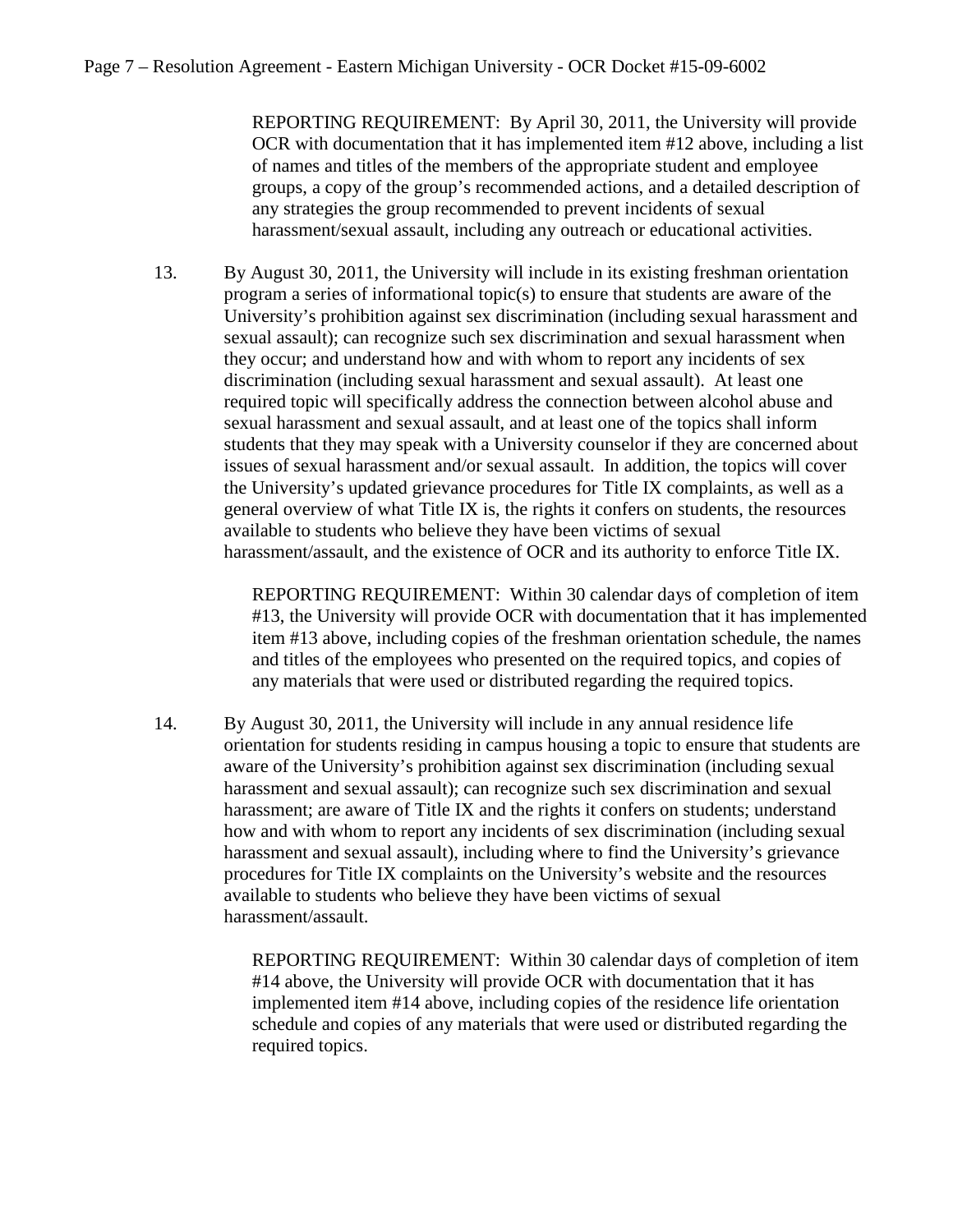REPORTING REQUIREMENT: By April 30, 2011, the University will provide OCR with documentation that it has implemented item #12 above, including a list of names and titles of the members of the appropriate student and employee groups, a copy of the group's recommended actions, and a detailed description of any strategies the group recommended to prevent incidents of sexual harassment/sexual assault, including any outreach or educational activities.

13. By August 30, 2011, the University will include in its existing freshman orientation program a series of informational topic(s) to ensure that students are aware of the University's prohibition against sex discrimination (including sexual harassment and sexual assault); can recognize such sex discrimination and sexual harassment when they occur; and understand how and with whom to report any incidents of sex discrimination (including sexual harassment and sexual assault). At least one required topic will specifically address the connection between alcohol abuse and sexual harassment and sexual assault, and at least one of the topics shall inform students that they may speak with a University counselor if they are concerned about issues of sexual harassment and/or sexual assault. In addition, the topics will cover the University's updated grievance procedures for Title IX complaints, as well as a general overview of what Title IX is, the rights it confers on students, the resources available to students who believe they have been victims of sexual harassment/assault, and the existence of OCR and its authority to enforce Title IX.

    REPORTING REQUIREMENT: Within 30 calendar days of completion of item #13, the University will provide OCR with documentation that it has implemented item #13 above, including copies of the freshman orientation schedule, the names and titles of the employees who presented on the required topics, and copies of any materials that were used or distributed regarding the required topics.

14. By August 30, 2011, the University will include in any annual residence life orientation for students residing in campus housing a topic to ensure that students are aware of the University's prohibition against sex discrimination (including sexual harassment and sexual assault); can recognize such sex discrimination and sexual harassment; are aware of Title IX and the rights it confers on students; understand how and with whom to report any incidents of sex discrimination (including sexual harassment and sexual assault), including where to find the University's grievance procedures for Title IX complaints on the University's website and the resources available to students who believe they have been victims of sexual harassment/assault.

    REPORTING REQUIREMENT: Within 30 calendar days of completion of item #14 above, the University will provide OCR with documentation that it has implemented item #14 above, including copies of the residence life orientation schedule and copies of any materials that were used or distributed regarding the required topics.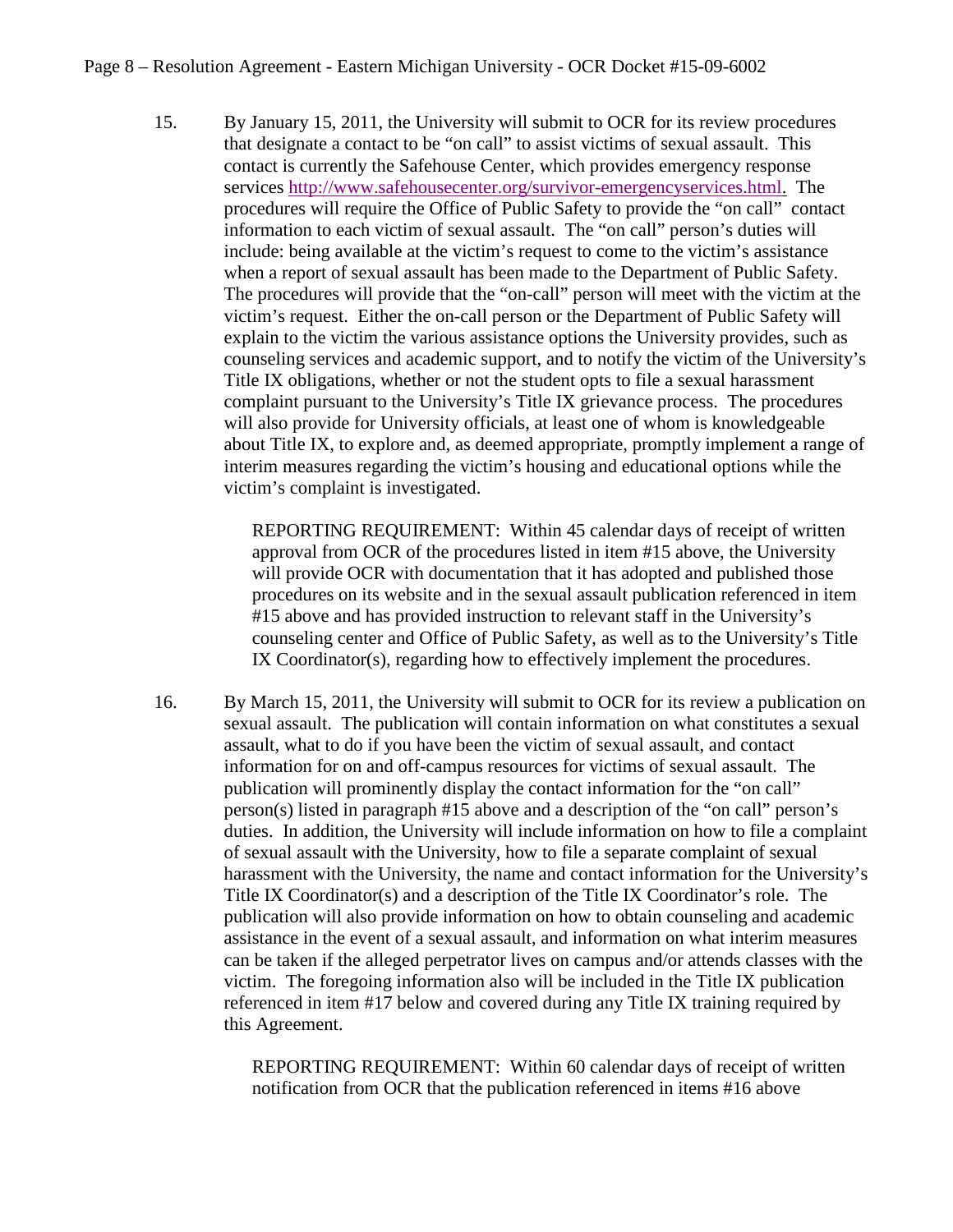15. By January 15, 2011, the University will submit to OCR for its review procedures that designate a contact to be "on call" to assist victims of sexual assault. This contact is currently the Safehouse Center, which provides emergency response services http://www.safehousecenter.org/survivor-emergencyservices.html. The procedures will require the Office of Public Safety to provide the "on call" contact information to each victim of sexual assault. The "on call" person's duties will include: being available at the victim's request to come to the victim's assistance when a report of sexual assault has been made to the Department of Public Safety. The procedures will provide that the "on-call" person will meet with the victim at the victim's request. Either the on-call person or the Department of Public Safety will explain to the victim the various assistance options the University provides, such as counseling services and academic support, and to notify the victim of the University's Title IX obligations, whether or not the student opts to file a sexual harassment complaint pursuant to the University's Title IX grievance process. The procedures will also provide for University officials, at least one of whom is knowledgeable about Title IX, to explore and, as deemed appropriate, promptly implement a range of interim measures regarding the victim's housing and educational options while the victim's complaint is investigated.

    REPORTING REQUIREMENT: Within 45 calendar days of receipt of written approval from OCR of the procedures listed in item #15 above, the University will provide OCR with documentation that it has adopted and published those procedures on its website and in the sexual assault publication referenced in item #15 above and has provided instruction to relevant staff in the University's counseling center and Office of Public Safety, as well as to the University's Title IX Coordinator(s), regarding how to effectively implement the procedures.

16. By March 15, 2011, the University will submit to OCR for its review a publication on sexual assault. The publication will contain information on what constitutes a sexual assault, what to do if you have been the victim of sexual assault, and contact information for on and off-campus resources for victims of sexual assault. The publication will prominently display the contact information for the "on call" person(s) listed in paragraph #15 above and a description of the "on call" person's duties. In addition, the University will include information on how to file a complaint of sexual assault with the University, how to file a separate complaint of sexual harassment with the University, the name and contact information for the University's Title IX Coordinator(s) and a description of the Title IX Coordinator's role. The publication will also provide information on how to obtain counseling and academic assistance in the event of a sexual assault, and information on what interim measures can be taken if the alleged perpetrator lives on campus and/or attends classes with the victim. The foregoing information also will be included in the Title IX publication referenced in item #17 below and covered during any Title IX training required by this Agreement.

    REPORTING REQUIREMENT: Within 60 calendar days of receipt of written notification from OCR that the publication referenced in items #16 above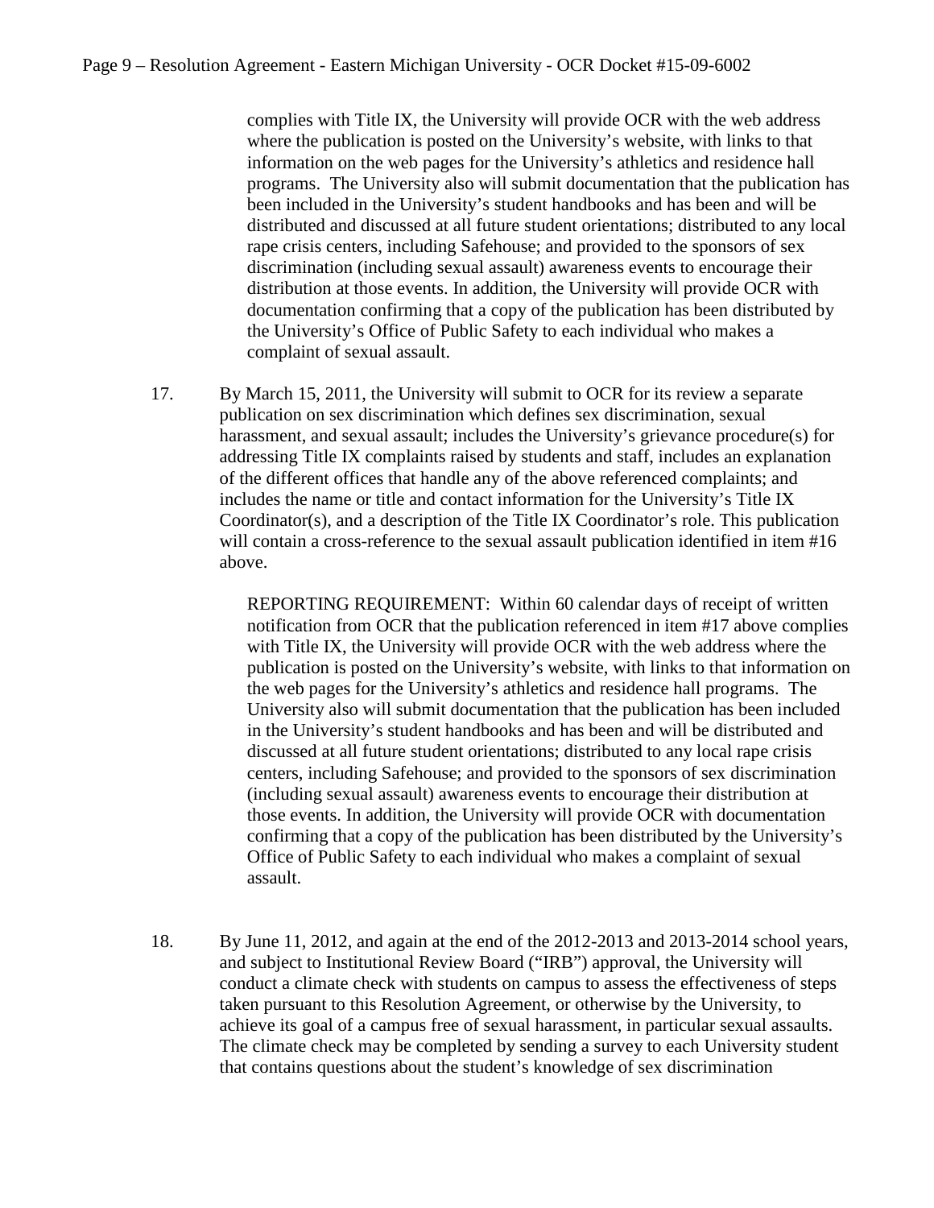complies with Title IX, the University will provide OCR with the web address where the publication is posted on the University's website, with links to that information on the web pages for the University's athletics and residence hall programs. The University also will submit documentation that the publication has been included in the University's student handbooks and has been and will be distributed and discussed at all future student orientations; distributed to any local rape crisis centers, including Safehouse; and provided to the sponsors of sex discrimination (including sexual assault) awareness events to encourage their distribution at those events. In addition, the University will provide OCR with documentation confirming that a copy of the publication has been distributed by the University's Office of Public Safety to each individual who makes a complaint of sexual assault.

17. By March 15, 2011, the University will submit to OCR for its review a separate publication on sex discrimination which defines sex discrimination, sexual harassment, and sexual assault; includes the University's grievance procedure(s) for addressing Title IX complaints raised by students and staff, includes an explanation of the different offices that handle any of the above referenced complaints; and includes the name or title and contact information for the University's Title IX Coordinator(s), and a description of the Title IX Coordinator's role. This publication will contain a cross-reference to the sexual assault publication identified in item #16 above.

    REPORTING REQUIREMENT: Within 60 calendar days of receipt of written notification from OCR that the publication referenced in item #17 above complies with Title IX, the University will provide OCR with the web address where the publication is posted on the University's website, with links to that information on the web pages for the University's athletics and residence hall programs. The University also will submit documentation that the publication has been included in the University's student handbooks and has been and will be distributed and discussed at all future student orientations; distributed to any local rape crisis centers, including Safehouse; and provided to the sponsors of sex discrimination (including sexual assault) awareness events to encourage their distribution at those events. In addition, the University will provide OCR with documentation confirming that a copy of the publication has been distributed by the University's Office of Public Safety to each individual who makes a complaint of sexual assault.

18. By June 11, 2012, and again at the end of the 2012-2013 and 2013-2014 school years, and subject to Institutional Review Board ("IRB") approval, the University will conduct a climate check with students on campus to assess the effectiveness of steps taken pursuant to this Resolution Agreement, or otherwise by the University, to achieve its goal of a campus free of sexual harassment, in particular sexual assaults. The climate check may be completed by sending a survey to each University student that contains questions about the student's knowledge of sex discrimination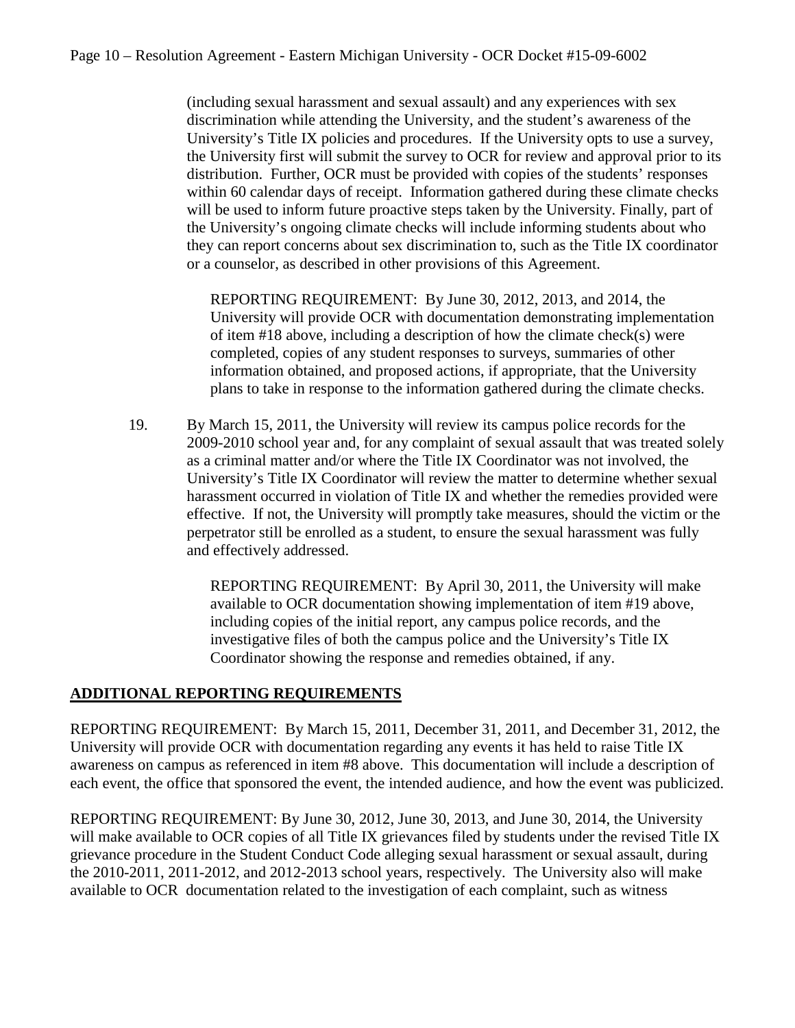(including sexual harassment and sexual assault) and any experiences with sex discrimination while attending the University, and the student's awareness of the University's Title IX policies and procedures. If the University opts to use a survey, the University first will submit the survey to OCR for review and approval prior to its distribution. Further, OCR must be provided with copies of the students' responses within 60 calendar days of receipt. Information gathered during these climate checks will be used to inform future proactive steps taken by the University. Finally, part of the University's ongoing climate checks will include informing students about who they can report concerns about sex discrimination to, such as the Title IX coordinator or a counselor, as described in other provisions of this Agreement.

> REPORTING REQUIREMENT: By June 30, 2012, 2013, and 2014, the University will provide OCR with documentation demonstrating implementation of item #18 above, including a description of how the climate check(s) were completed, copies of any student responses to surveys, summaries of other information obtained, and proposed actions, if appropriate, that the University plans to take in response to the information gathered during the climate checks.

19. By March 15, 2011, the University will review its campus police records for the 2009-2010 school year and, for any complaint of sexual assault that was treated solely as a criminal matter and/or where the Title IX Coordinator was not involved, the University's Title IX Coordinator will review the matter to determine whether sexual harassment occurred in violation of Title IX and whether the remedies provided were effective. If not, the University will promptly take measures, should the victim or the perpetrator still be enrolled as a student, to ensure the sexual harassment was fully and effectively addressed.

> REPORTING REQUIREMENT: By April 30, 2011, the University will make available to OCR documentation showing implementation of item #19 above, including copies of the initial report, any campus police records, and the investigative files of both the campus police and the University's Title IX Coordinator showing the response and remedies obtained, if any.

**ADDITIONAL REPORTING REQUIREMENTS**

REPORTING REQUIREMENT: By March 15, 2011, December 31, 2011, and December 31, 2012, the University will provide OCR with documentation regarding any events it has held to raise Title IX awareness on campus as referenced in item #8 above. This documentation will include a description of each event, the office that sponsored the event, the intended audience, and how the event was publicized.

REPORTING REQUIREMENT: By June 30, 2012, June 30, 2013, and June 30, 2014, the University will make available to OCR copies of all Title IX grievances filed by students under the revised Title IX grievance procedure in the Student Conduct Code alleging sexual harassment or sexual assault, during the 2010-2011, 2011-2012, and 2012-2013 school years, respectively. The University also will make available to OCR documentation related to the investigation of each complaint, such as witness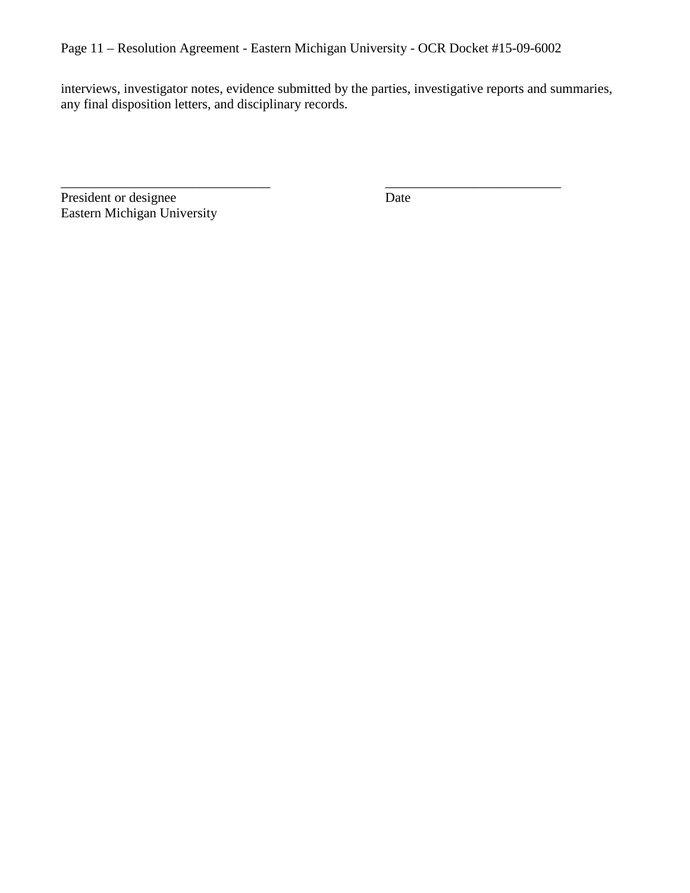interviews, investigator notes, evidence submitted by the parties, investigative reports and summaries, any final disposition letters, and disciplinary records.

| | |
|---|---|
| _______________________________ | __________________________ |
| President or designee<br>Eastern Michigan University | Date |